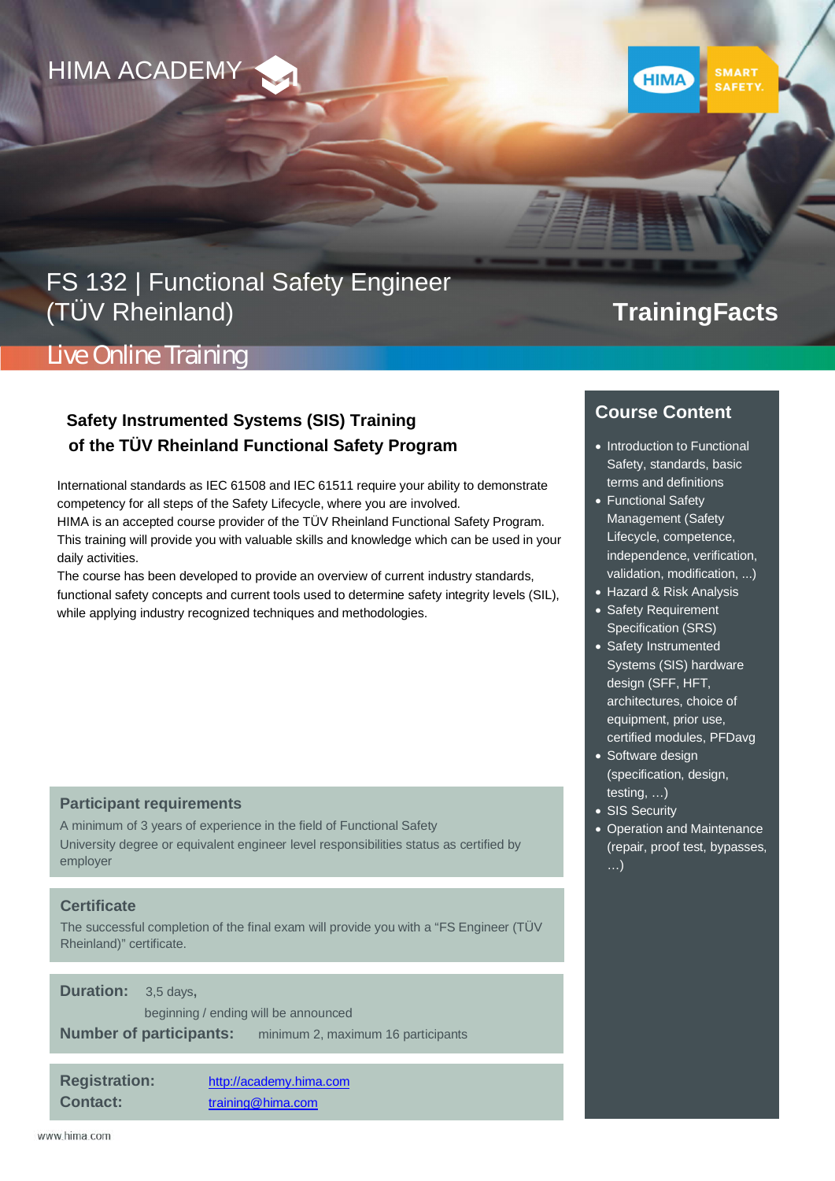HIMA ACADEMY

HIMA SMART SAFETY.

# FS 132 | Functional Safety Engineer (TÜV Rheinland)

**TrainingFacts**

Live Online Training

## Safety Instrumented Systems (SIS) Training of the TÜV Rheinland Functional Safety Program

International standards as IEC 61508 and IEC 61511 require your ability to demonstrate competency for all steps of the Safety Lifecycle, where you are involved.
HIMA is an accepted course provider of the TÜV Rheinland Functional Safety Program. This training will provide you with valuable skills and knowledge which can be used in your daily activities.
The course has been developed to provide an overview of current industry standards, functional safety concepts and current tools used to determine safety integrity levels (SIL), while applying industry recognized techniques and methodologies.

### Participant requirements

A minimum of 3 years of experience in the field of Functional Safety
University degree or equivalent engineer level responsibilities status as certified by employer

### Certificate

The successful completion of the final exam will provide you with a "FS Engineer (TÜV Rheinland)" certificate.

**Duration:** 3,5 days,
beginning / ending will be announced

**Number of participants:** minimum 2, maximum 16 participants

**Registration:** http://academy.hima.com
**Contact:** training@hima.com

## Course Content

- Introduction to Functional Safety, standards, basic terms and definitions
- Functional Safety Management (Safety Lifecycle, competence, independence, verification, validation, modification, ...)
- Hazard & Risk Analysis
- Safety Requirement Specification (SRS)
- Safety Instrumented Systems (SIS) hardware design (SFF, HFT, architectures, choice of equipment, prior use, certified modules, PFDavg
- Software design (specification, design, testing, …)
- SIS Security
- Operation and Maintenance (repair, proof test, bypasses, …)

www.hima.com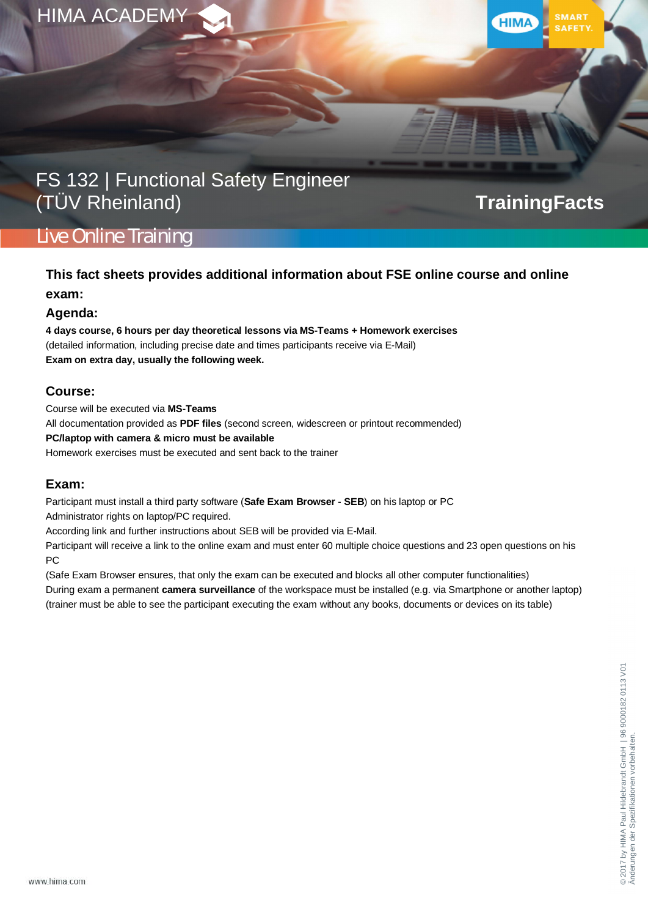HIMA ACADEMY

# FS 132 | Functional Safety Engineer (TÜV Rheinland)

**TrainingFacts**

Live Online Training

### This fact sheets provides additional information about FSE online course and online exam:

### Agenda:

**4 days course, 6 hours per day theoretical lessons via MS-Teams + Homework exercises**
(detailed information, including precise date and times participants receive via E-Mail)
**Exam on extra day, usually the following week.**

### Course:

Course will be executed via **MS-Teams**
All documentation provided as **PDF files** (second screen, widescreen or printout recommended)
**PC/laptop with camera & micro must be available**
Homework exercises must be executed and sent back to the trainer

### Exam:

Participant must install a third party software (**Safe Exam Browser - SEB**) on his laptop or PC
Administrator rights on laptop/PC required.
According link and further instructions about SEB will be provided via E-Mail.
Participant will receive a link to the online exam and must enter 60 multiple choice questions and 23 open questions on his PC
(Safe Exam Browser ensures, that only the exam can be executed and blocks all other computer functionalities)
During exam a permanent **camera surveillance** of the workspace must be installed (e.g. via Smartphone or another laptop)
(trainer must be able to see the participant executing the exam without any books, documents or devices on its table)

© 2017 by HIMA Paul Hildebrandt GmbH | 96 9000182 0113 V01
Änderungen der Spezifikationen vorbehalten.

www.hima.com